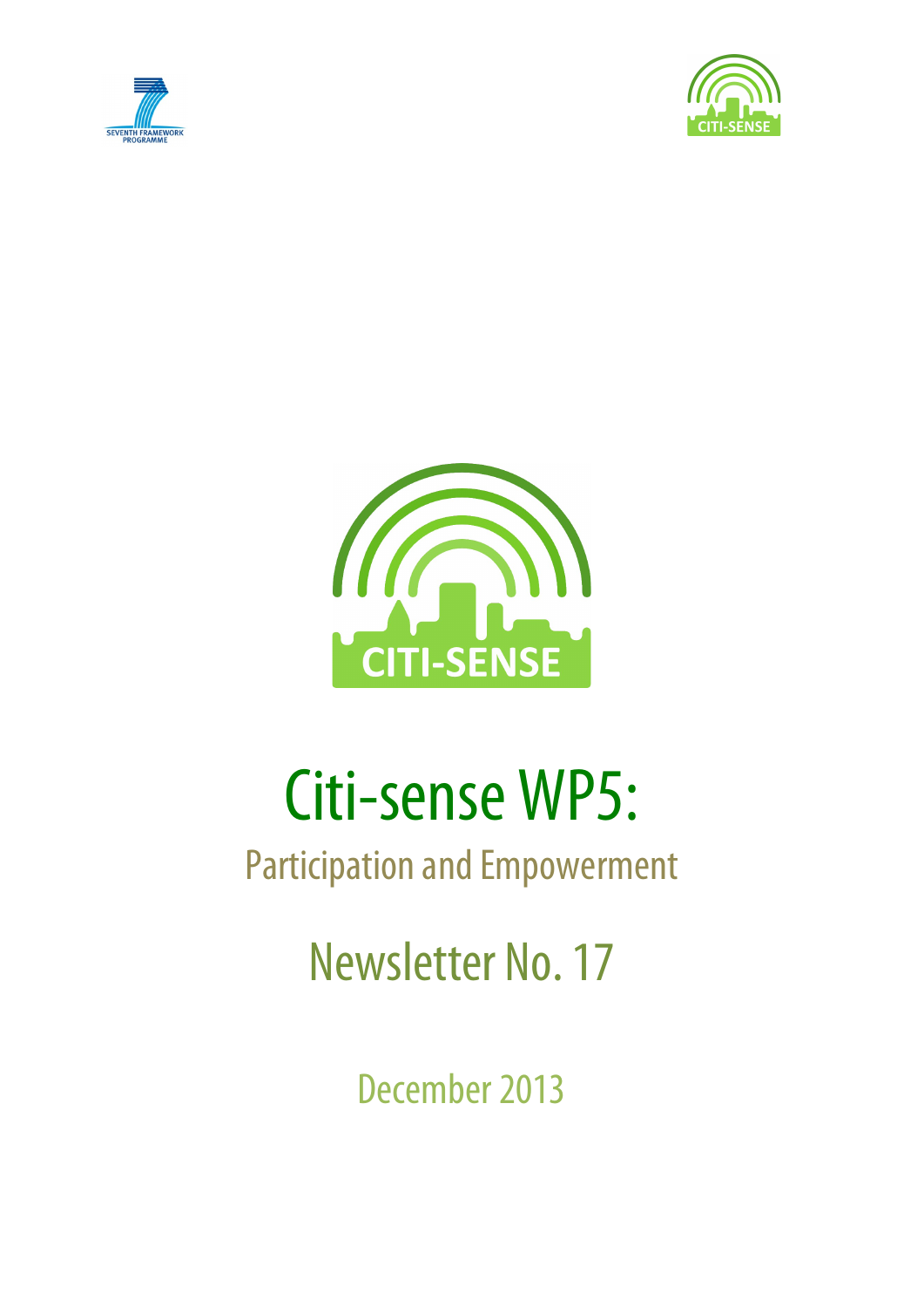# Citi-sense WP5:

## Participation and Empowerment

## Newsletter No. 17

December 2013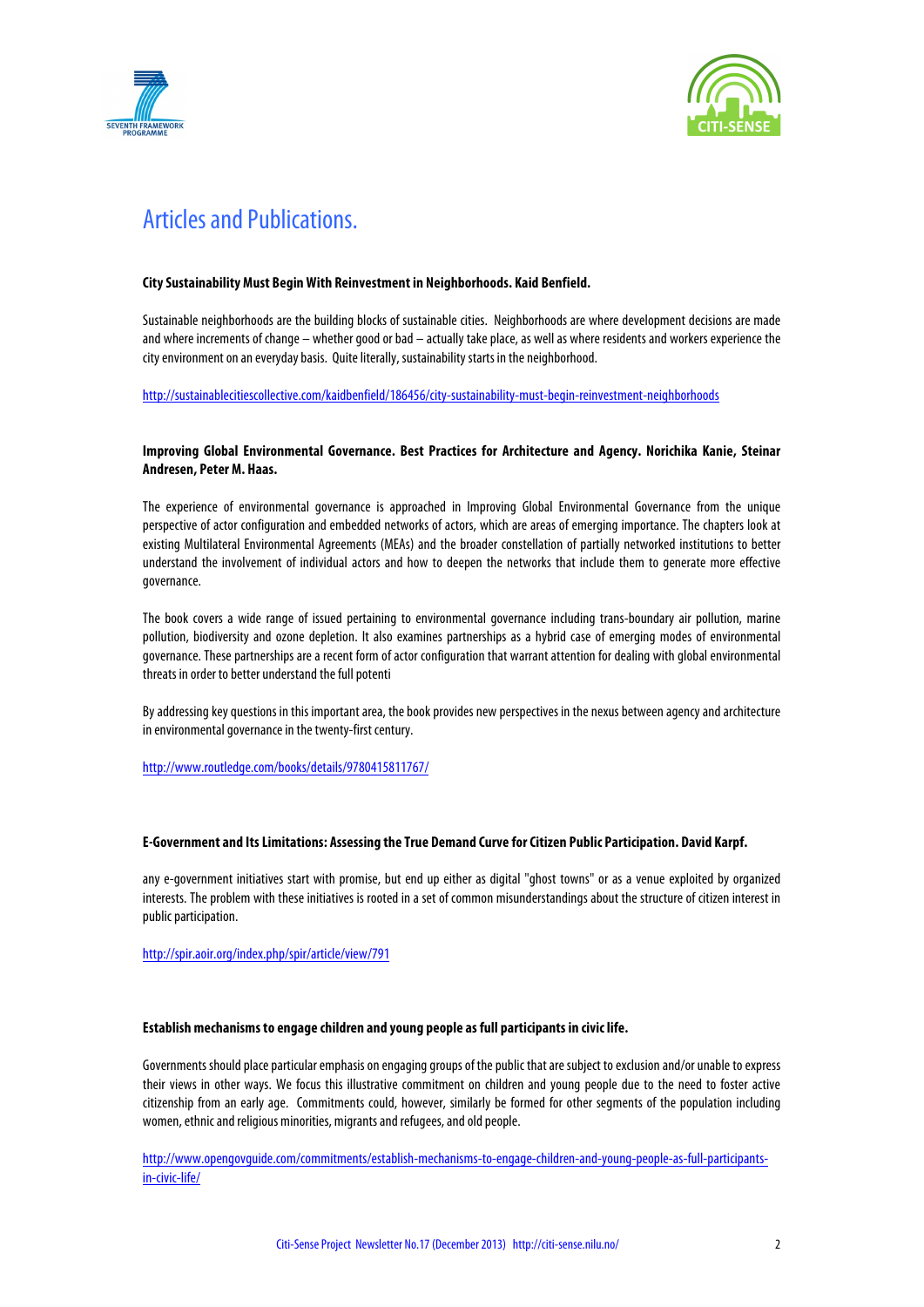# Articles and Publications.

**City Sustainability Must Begin With Reinvestment in Neighborhoods. Kaid Benfield.**

Sustainable neighborhoods are the building blocks of sustainable cities. Neighborhoods are where development decisions are made and where increments of change – whether good or bad – actually take place, as well as where residents and workers experience the city environment on an everyday basis. Quite literally, sustainability starts in the neighborhood.

http://sustainablecitiescollective.com/kaidbenfield/186456/city-sustainability-must-begin-reinvestment-neighborhoods

**Improving Global Environmental Governance. Best Practices for Architecture and Agency. Norichika Kanie, Steinar Andresen, Peter M. Haas.**

The experience of environmental governance is approached in Improving Global Environmental Governance from the unique perspective of actor configuration and embedded networks of actors, which are areas of emerging importance. The chapters look at existing Multilateral Environmental Agreements (MEAs) and the broader constellation of partially networked institutions to better understand the involvement of individual actors and how to deepen the networks that include them to generate more effective governance.

The book covers a wide range of issued pertaining to environmental governance including trans-boundary air pollution, marine pollution, biodiversity and ozone depletion. It also examines partnerships as a hybrid case of emerging modes of environmental governance. These partnerships are a recent form of actor configuration that warrant attention for dealing with global environmental threats in order to better understand the full potenti

By addressing key questions in this important area, the book provides new perspectives in the nexus between agency and architecture in environmental governance in the twenty-first century.

http://www.routledge.com/books/details/9780415811767/

**E-Government and Its Limitations: Assessing the True Demand Curve for Citizen Public Participation. David Karpf.**

any e-government initiatives start with promise, but end up either as digital "ghost towns" or as a venue exploited by organized interests. The problem with these initiatives is rooted in a set of common misunderstandings about the structure of citizen interest in public participation.

http://spir.aoir.org/index.php/spir/article/view/791

**Establish mechanisms to engage children and young people as full participants in civic life.**

Governments should place particular emphasis on engaging groups of the public that are subject to exclusion and/or unable to express their views in other ways. We focus this illustrative commitment on children and young people due to the need to foster active citizenship from an early age. Commitments could, however, similarly be formed for other segments of the population including women, ethnic and religious minorities, migrants and refugees, and old people.

http://www.opengovguide.com/commitments/establish-mechanisms-to-engage-children-and-young-people-as-full-participants-in-civic-life/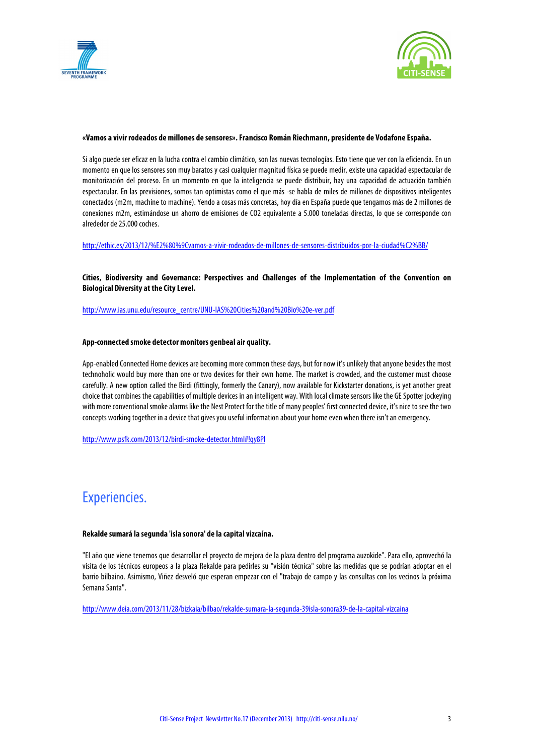**«Vamos a vivir rodeados de millones de sensores». Francisco Román Riechmann, presidente de Vodafone España.**

Si algo puede ser eficaz en la lucha contra el cambio climático, son las nuevas tecnologías. Esto tiene que ver con la eficiencia. En un momento en que los sensores son muy baratos y casi cualquier magnitud física se puede medir, existe una capacidad espectacular de monitorización del proceso. En un momento en que la inteligencia se puede distribuir, hay una capacidad de actuación también espectacular. En las previsiones, somos tan optimistas como el que más -se habla de miles de millones de dispositivos inteligentes conectados (m2m, machine to machine). Yendo a cosas más concretas, hoy día en España puede que tengamos más de 2 millones de conexiones m2m, estimándose un ahorro de emisiones de $CO_2$ equivalente a 5.000 toneladas directas, lo que se corresponde con alrededor de 25.000 coches.

http://ethic.es/2013/12/%E2%80%9Cvamos-a-vivir-rodeados-de-millones-de-sensores-distribuidos-por-la-ciudad%C2%BB/

**Cities, Biodiversity and Governance: Perspectives and Challenges of the Implementation of the Convention on Biological Diversity at the City Level.**

http://www.ias.unu.edu/resource_centre/UNU-IAS%20Cities%20and%20Bio%20e-ver.pdf

**App-connected smoke detector monitors genbeal air quality.**

App-enabled Connected Home devices are becoming more common these days, but for now it's unlikely that anyone besides the most technoholic would buy more than one or two devices for their own home. The market is crowded, and the customer must choose carefully. A new option called the Birdi (fittingly, formerly the Canary), now available for Kickstarter donations, is yet another great choice that combines the capabilities of multiple devices in an intelligent way. With local climate sensors like the GE Spotter jockeying with more conventional smoke alarms like the Nest Protect for the title of many peoples' first connected device, it's nice to see the two concepts working together in a device that gives you useful information about your home even when there isn't an emergency.

http://www.psfk.com/2013/12/birdi-smoke-detector.html#!qy8Pl

# Experiencies.

**Rekalde sumará la segunda 'isla sonora' de la capital vizcaína.**

"El año que viene tenemos que desarrollar el proyecto de mejora de la plaza dentro del programa auzokide". Para ello, aprovechó la visita de los técnicos europeos a la plaza Rekalde para pedirles su "visión técnica" sobre las medidas que se podrían adoptar en el barrio bilbaino. Asimismo, Viñez desveló que esperan empezar con el "trabajo de campo y las consultas con los vecinos la próxima Semana Santa".

http://www.deia.com/2013/11/28/bizkaia/bilbao/rekalde-sumara-la-segunda-39isla-sonora39-de-la-capital-vizcaina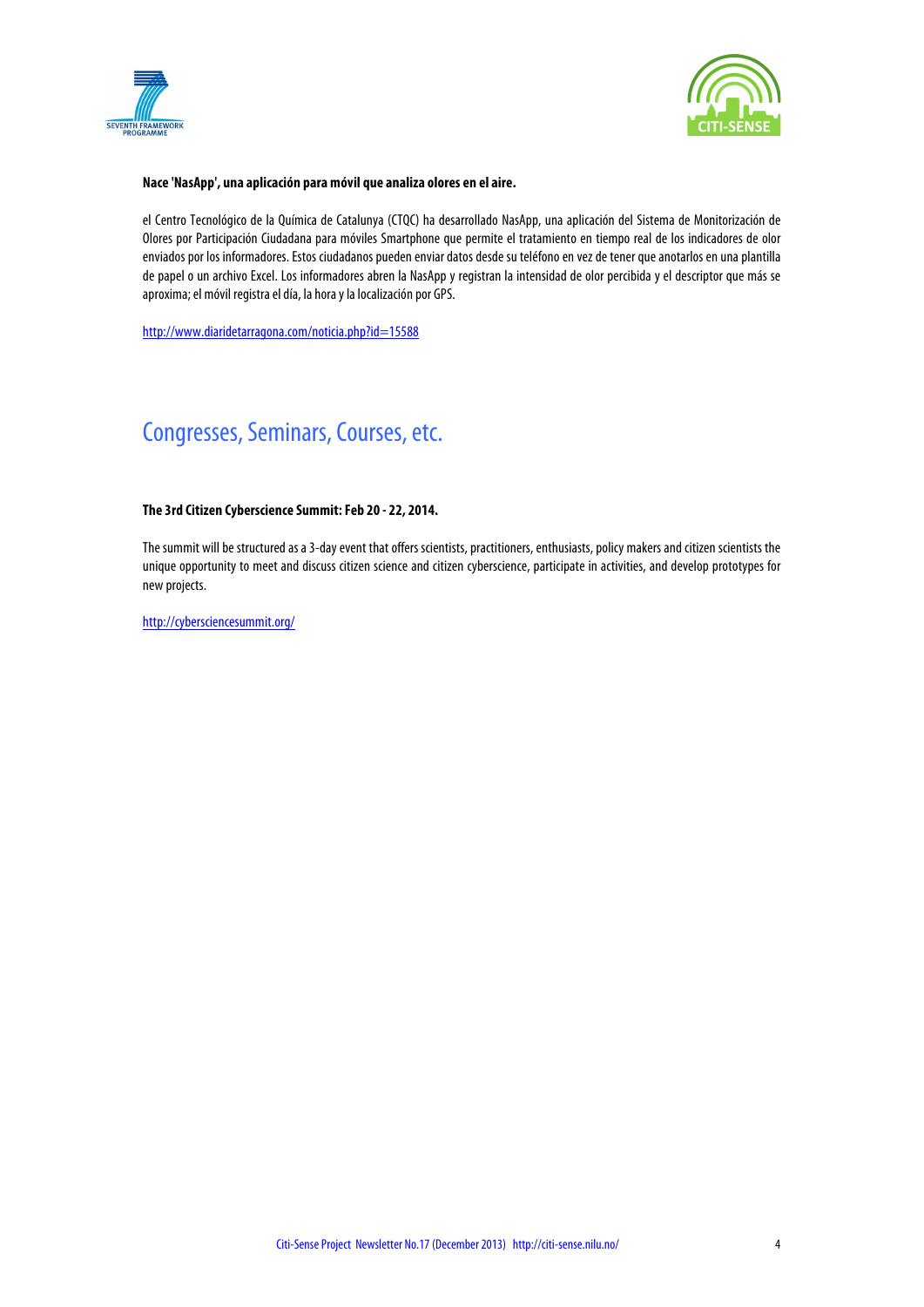**Nace 'NasApp', una aplicación para móvil que analiza olores en el aire.**

el Centro Tecnológico de la Química de Catalunya (CTQC) ha desarrollado NasApp, una aplicación del Sistema de Monitorización de Olores por Participación Ciudadana para móviles Smartphone que permite el tratamiento en tiempo real de los indicadores de olor enviados por los informadores. Estos ciudadanos pueden enviar datos desde su teléfono en vez de tener que anotarlos en una plantilla de papel o un archivo Excel. Los informadores abren la NasApp y registran la intensidad de olor percibida y el descriptor que más se aproxima; el móvil registra el día, la hora y la localización por GPS.

http://www.diaridetarragona.com/noticia.php?id=15588

## Congresses, Seminars, Courses, etc.

**The 3rd Citizen Cyberscience Summit: Feb 20 - 22, 2014.**

The summit will be structured as a 3-day event that offers scientists, practitioners, enthusiasts, policy makers and citizen scientists the unique opportunity to meet and discuss citizen science and citizen cyberscience, participate in activities, and develop prototypes for new projects.

http://cybersciencesummit.org/